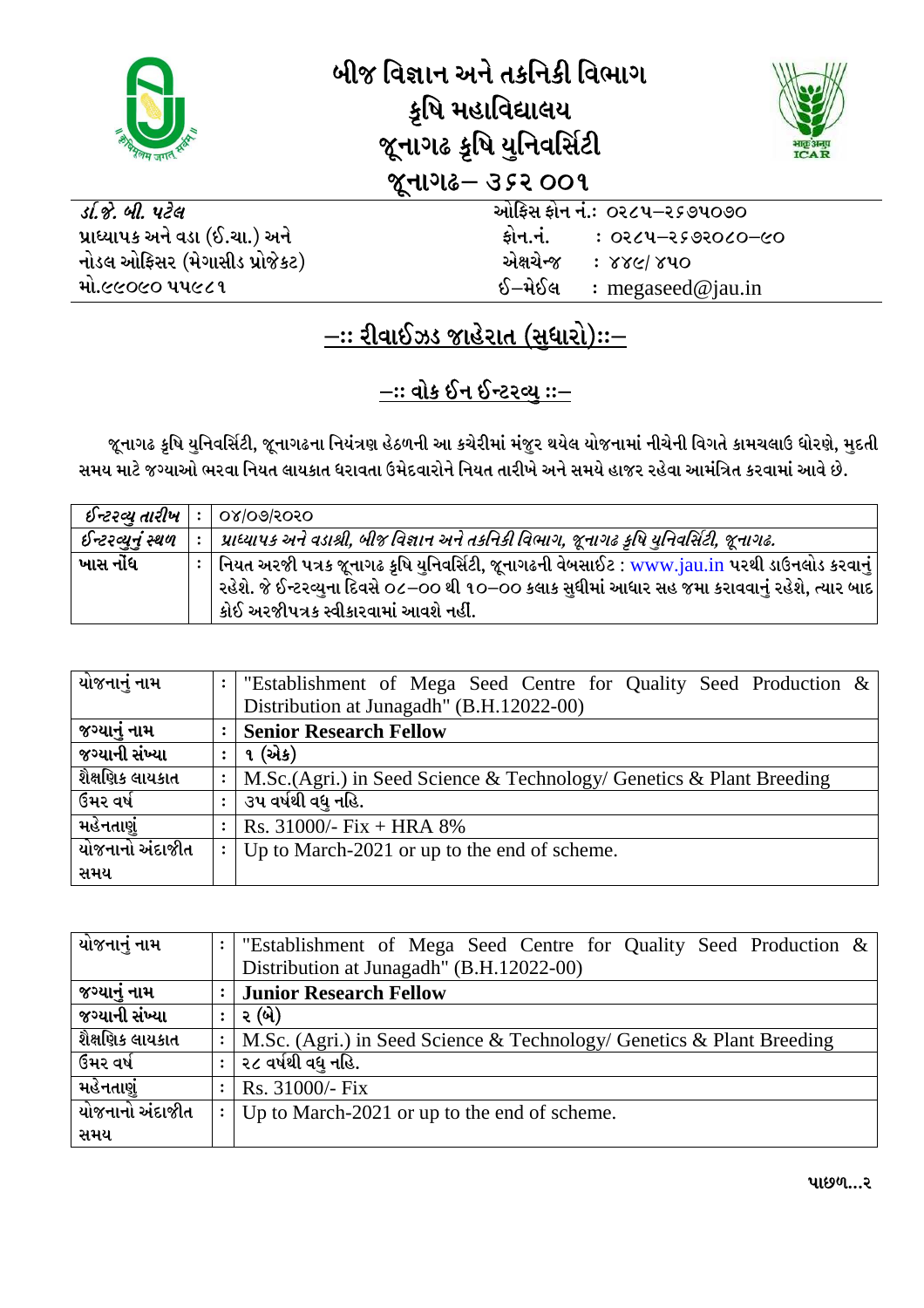# બીજ વિજ્ઞાન અને તકનિકી વિભાગ
## કૃષિ મહાવિદ્યાલય
## જૂનાગઢ કૃષિ યુનિવર્સિટી
## જૂનાગઢ– ૩૬૨ ૦૦૧

| | |
|---|---|
| *ડૉ.જે. બી. પટેલ* | ઓફિસ ફોન નં.: ૦૨૮૫–૨૬૭૫૦૭૦ |
| પ્રાધ્યાપક અને વડા (ઈ.ચા.) અને | ફોન.નં. : ૦૨૮૫–૨૬૭૨૦૮૦–૯૦ |
| નોડલ ઓફિસર (મેગાસીડ પ્રોજેકટ) | એક્ષચેન્જ : ૪૪૯/ ૪૫૦ |
| મો.૯૯૦૯૦ ૫૫૯૮૧ | ઈ–મેઈલ : megaseed@jau.in |

## –:: રીવાઈઝડ જાહેરાત (સુધારો)::–

## –:: વોક ઈન ઈન્ટરવ્યુ ::–

જૂનાગઢ કૃષિ યુનિવર્સિટી, જૂનાગઢના નિયંત્રણ હેઠળની આ કચેરીમાં મંજુર થયેલ યોજનામાં નીચેની વિગતે કામચલાઉ ધોરણે, મુદતી સમય માટે જગ્યાઓ ભરવા નિયત લાયકાત ધરાવતા ઉમેદવારોને નિયત તારીખે અને સમયે હાજર રહેવા આમંત્રિત કરવામાં આવે છે.

| | | |
|---|---|---|
| *ઈન્ટરવ્યુ તારીખ* | : | ૦૪/૦૭/૨૦૨૦ |
| *ઈન્ટરવ્યુનું સ્થળ* | : | *પ્રાધ્યાપક અને વડાશ્રી, બીજ વિજ્ઞાન અને તકનિકી વિભાગ, જૂનાગઢ કૃષિ યુનિવર્સિટી, જૂનાગઢ.* |
| **ખાસ નોંધ** | : | **નિયત અરજી પત્રક જૂનાગઢ કૃષિ યુનિવર્સિટી, જૂનાગઢની વેબસાઈટ : www.jau.in પરથી ડાઉનલોડ કરવાનું રહેશે. જે ઈન્ટરવ્યુના દિવસે ૦૮–૦૦ થી ૧૦–૦૦ કલાક સુધીમાં આધાર સહ જમા કરાવવાનું રહેશે, ત્યાર બાદ કોઈ અરજીપત્રક સ્વીકારવામાં આવશે નહીં.** |

| | | |
|---|---|---|
| યોજનાનું નામ | : | "Establishment of Mega Seed Centre for Quality Seed Production & Distribution at Junagadh" (B.H.12022-00) |
| જગ્યાનું નામ | : | **Senior Research Fellow** |
| જગ્યાની સંખ્યા | : | ૧ (એક) |
| શૈક્ષણિક લાયકાત | : | M.Sc.(Agri.) in Seed Science & Technology/ Genetics & Plant Breeding |
| ઉંમર વર્ષ | : | ૩૫ વર્ષથી વધુ નહિ. |
| મહેનતાણું | : | Rs. 31000/- Fix + HRA 8% |
| યોજનાનો અંદાજીત સમય | : | Up to March-2021 or up to the end of scheme. |

| | | |
|---|---|---|
| યોજનાનું નામ | : | "Establishment of Mega Seed Centre for Quality Seed Production & Distribution at Junagadh" (B.H.12022-00) |
| જગ્યાનું નામ | : | **Junior Research Fellow** |
| જગ્યાની સંખ્યા | : | ૨ (બે) |
| શૈક્ષણિક લાયકાત | : | M.Sc. (Agri.) in Seed Science & Technology/ Genetics & Plant Breeding |
| ઉંમર વર્ષ | : | ૨૮ વર્ષથી વધુ નહિ. |
| મહેનતાણું | : | Rs. 31000/- Fix |
| યોજનાનો અંદાજીત સમય | : | Up to March-2021 or up to the end of scheme. |

પાછળ...૨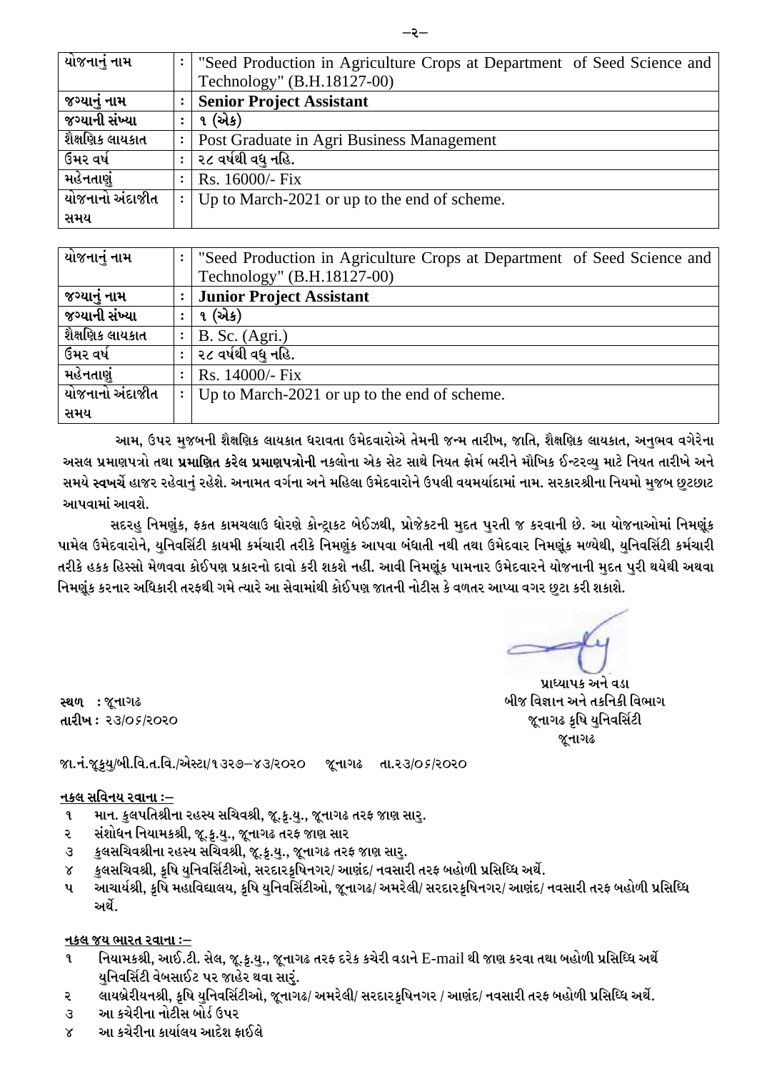| યોજનાનું નામ | : | "Seed Production in Agriculture Crops at Department of Seed Science and Technology" (B.H.18127-00) |
|---|---|---|
| જગ્યાનું નામ | : | **Senior Project Assistant** |
| જગ્યાની સંખ્યા | : | ૧ (એક) |
| શૈક્ષણિક લાયકાત | : | Post Graduate in Agri Business Management |
| ઉંમર વર્ષ | : | ૨૮ વર્ષથી વધુ નહિ. |
| મહેનતાણું | : | Rs. 16000/- Fix |
| યોજનાનો અંદાજીત સમય | : | Up to March-2021 or up to the end of scheme. |

| યોજનાનું નામ | : | "Seed Production in Agriculture Crops at Department of Seed Science and Technology" (B.H.18127-00) |
|---|---|---|
| જગ્યાનું નામ | : | **Junior Project Assistant** |
| જગ્યાની સંખ્યા | : | ૧ (એક) |
| શૈક્ષણિક લાયકાત | : | B. Sc. (Agri.) |
| ઉંમર વર્ષ | : | ૨૮ વર્ષથી વધુ નહિ. |
| મહેનતાણું | : | Rs. 14000/- Fix |
| યોજનાનો અંદાજીત સમય | : | Up to March-2021 or up to the end of scheme. |

**આમ, ઉપર મુજબની શૈક્ષણિક લાયકાત ધરાવતા ઉમેદવારોએ તેમની જન્મ તારીખ, જાતિ, શૈક્ષણિક લાયકાત, અનુભવ વગેરેના અસલ પ્રમાણપત્રો તથા પ્રમાણિત કરેલ પ્રમાણપત્રોની નકલોના એક સેટ સાથે નિયત ફોર્મ ભરીને મૌખિક ઈન્ટરવ્યુ માટે નિયત તારીખે અને સમયે સ્વખર્ચે હાજર રહેવાનું રહેશે. અનામત વર્ગના અને મહિલા ઉમેદવારોને ઉપલી વયમર્યાદામાં નામ. સરકારશ્રીના નિયમો મુજબ છુટછાટ આપવામાં આવશે.**

**સદરહુ નિમણૂંક, ફકત કામચલાઉ ધોરણે કોન્ટ્રાકટ બેઈઝથી, પ્રોજેકટની મુદત પુરતી જ કરવાની છે. આ યોજનાઓમાં નિમણૂંક પામેલ ઉમેદવારોને, યુનિવર્સિટી કાયમી કર્મચારી તરીકે નિમણૂંક આપવા બંધાતી નથી તથા ઉમેદવાર નિમણૂંક મળ્યેથી, યુનિવર્સિટી કર્મચારી તરીકે હકક હિસ્સો મેળવવા કોઈપણ પ્રકારનો દાવો કરી શકશે નહી. આવી નિમણૂંક પામનાર ઉમેદવારને યોજનાની મુદત પુરી થયેથી અથવા નિમણૂંક કરનાર અધિકારી તરફથી ગમે ત્યારે આ સેવામાંથી કોઈપણ જાતની નોટીસ કે વળતર આપ્યા વગર છુટા કરી શકાશે.**

**પ્રાધ્યાપક અને વડા**
**બીજ વિજ્ઞાન અને તકનિકી વિભાગ**
**જૂનાગઢ કૃષિ યુનિવર્સિટી**
**જૂનાગઢ**

**સ્થળ : જૂનાગઢ**
**તારીખ : ૨૩/૦૬/૨૦૨૦**

**જા.નં.જૂકૃયુ/બી.વિ.ત.વિ./એસ્ટા/૧૩૨૭–૪૩/૨૦૨૦ જૂનાગઢ તા.૨૩/૦૬/૨૦૨૦**

**નકલ સવિનય રવાના :–**

૧ માન. કુલપતિશ્રીના રહસ્ય સચિવશ્રી, જૂ.કૃ.યુ., જૂનાગઢ તરફ જાણ સારૂ.
૨ સંશોધન નિયામકશ્રી, જૂ.કૃ.યુ., જૂનાગઢ તરફ જાણ સાર
૩ કુલસચિવશ્રીના રહસ્ય સચિવશ્રી, જૂ.કૃ.યુ., જૂનાગઢ તરફ જાણ સારૂ.
૪ કુલસચિવશ્રી, કૃષિ યુનિવર્સિટીઓ, સરદારકૃષિનગર/ આણંદ/ નવસારી તરફ બહોળી પ્રસિધ્ધિ અર્થે.
૫ આચાર્યશ્રી, કૃષિ મહાવિદ્યાલય, કૃષિ યુનિવર્સિટીઓ, જૂનાગઢ/ અમરેલી/ સરદારકૃષિનગર/ આણંદ/ નવસારી તરફ બહોળી પ્રસિધ્ધિ અર્થે.

**નકલ જય ભારત રવાના :–**

૧ નિયામકશ્રી, આઈ.ટી. સેલ, જૂ.કૃ.યુ., જૂનાગઢ તરફ દરેક કચેરી વડાને E-mail થી જાણ કરવા તથા બહોળી પ્રસિધ્ધિ અર્થે યુનિવર્સિટી વેબસાઈટ પર જાહેર થવા સારૂં.
૨ લાયબ્રેરીયનશ્રી, કૃષિ યુનિવર્સિટીઓ, જૂનાગઢ/ અમરેલી/ સરદારકૃષિનગર / આણંદ/ નવસારી તરફ બહોળી પ્રસિધ્ધિ અર્થે.
૩ આ કચેરીના નોટીસ બોર્ડ ઉપર
૪ આ કચેરીના કાર્યાલય આદેશ ફાઈલે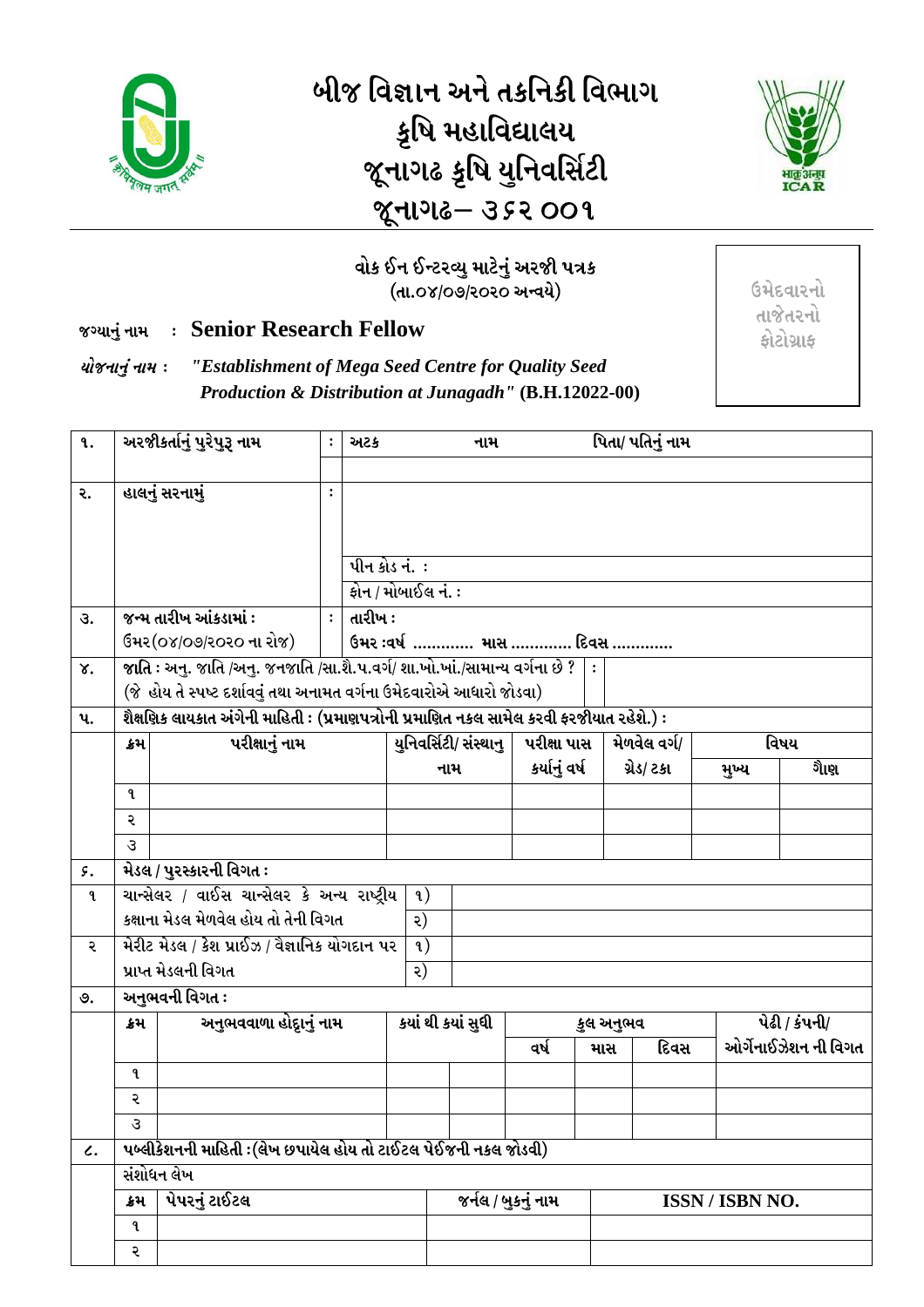# બીજ વિજ્ઞાન અને તકનિકી વિભાગ
# કૃષિ મહાવિદ્યાલય
# જૂનાગઢ કૃષિ યુનિવર્સિટી
# જૂનાગઢ– ૩૬૨ ૦૦૧

## વોક ઈન ઈન્ટરવ્યુ માટેનું અરજી પત્રક
(તા.૦૪/૦૭/૨૦૨૦ અન્વયે)

ઉમેદવારનો તાજેતરનો ફોટોગ્રાફ

જગ્યાનું નામ : **Senior Research Fellow**

*યોજનાનું નામ :* ***"Establishment of Mega Seed Centre for Quality Seed Production & Distribution at Junagadh"*** **(B.H.12022-00)**

| ૧. | અરજીકર્તાનું પુરેપુરૂ નામ | : | અટક | નામ | પિતા/ પતિનું નામ |
|---|---|---|---|---|---|
| | | | | | |
| ૨. | હાલનું સરનામું | : | | | |
| | | | પીન કોડ નં. : | | |
| | | | ફોન / મોબાઈલ નં. : | | |
| ૩. | જન્મ તારીખ આંકડામાં : ઉંમર(૦૪/૦૭/૨૦૨૦ ના રોજ) | : | તારીખ : ઉંમર :વર્ષ ............ માસ ............ દિવસ ............ | | |
| ૪. | જાતિ : અનુ. જાતિ /અનુ. જનજાતિ /સા.શૈ.પ.વર્ગ/ શા.ખો.ખાં./સામાન્ય વર્ગના છે ? (જે હોય તે સ્પષ્ટ દર્શાવવું તથા અનામત વર્ગના ઉમેદવારોએ આધારો જોડવા) | : | | | |

**૫. શૈક્ષણિક લાયકાત અંગેની માહિતી : (પ્રમાણપત્રોની પ્રમાણિત નકલ સામેલ કરવી ફરજીયાત રહેશે.) :**

| ક્રમ | પરીક્ષાનું નામ | યુનિવર્સિટી/ સંસ્થાનુ નામ | પરીક્ષા પાસ કર્યાનું વર્ષ | મેળવેલ વર્ગ/ ગ્રેડ/ ટકા | વિષય | |
|---|---|---|---|---|---|---|
| | | | | | મુખ્ય | ગૌણ |
| ૧ | | | | | | |
| ૨ | | | | | | |
| ૩ | | | | | | |

**૬. મેડલ / પુરસ્કારની વિગત :**

| | | | |
|---|---|---|---|
| ૧ | ચાન્સેલર / વાઈસ ચાન્સેલર કે અન્ય રાષ્ટ્રીય કક્ષાના મેડલ મેળવેલ હોય તો તેની વિગત | ૧) | |
| | | ૨) | |
| ૨ | મેરીટ મેડલ / કેશ પ્રાઈઝ / વૈજ્ઞાનિક યોગદાન પર પ્રાપ્ત મેડલની વિગત | ૧) | |
| | | ૨) | |

**૭. અનુભવની વિગત :**

| ક્રમ | અનુભવવાળા હોદ્દાનું નામ | કયાં થી કયાં સુધી | | કુલ અનુભવ | | | પેઢી / કંપની/ ઓર્ગેનાઈઝેશન ની વિગત |
|---|---|---|---|---|---|---|---|
| | | | | વર્ષ | માસ | દિવસ | |
| ૧ | | | | | | | |
| ૨ | | | | | | | |
| ૩ | | | | | | | |

**૮. પબ્લીકેશનની માહિતી :(લેખ છપાયેલ હોય તો ટાઈટલ પેઈજની નકલ જોડવી)**

સંશોધન લેખ

| ક્રમ | પેપરનું ટાઈટલ | જર્નલ / બુકનું નામ | ISSN / ISBN NO. |
|---|---|---|---|
| ૧ | | | |
| ૨ | | | |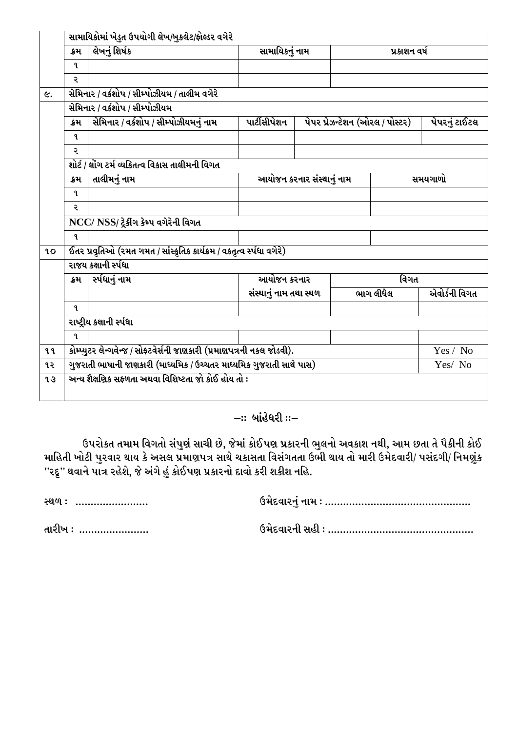|  | સામાયિકોમાં ખેડુત ઉપયોગી લેખ/બુકલેટ/ફોલ્ડર વગેરે | | | | | |
|---|---|---|---|---|---|---|
|  | ક્રમ | લેખનું શિર્ષક | સામાયિકનું નામ | | પ્રકાશન વર્ષ | |
|  | ૧ |  |  | |  | |
|  | ૨ |  |  | |  | |
| ૯. | સેમિનાર / વર્કશોપ / સીમ્પોઝીયમ / તાલીમ વગેરે | | | | | |
|  | સેમિનાર / વર્કશોપ / સીમ્પોઝીયમ | | | | | |
|  | ક્રમ | સેમિનાર / વર્કશોપ / સીમ્પોઝીયમનું નામ | પાર્ટીસીપેશન | પેપર પ્રેઝન્ટેશન (ઓરલ / પોસ્ટર) | | પેપરનું ટાઈટલ |
|  | ૧ |  |  |  | |  |
|  | ૨ |  |  |  | |  |
|  | શોર્ટ / લોંગ ટર્મ વ્યકિતત્વ વિકાસ તાલીમની વિગત | | | | | |
|  | ક્રમ | તાલીમનું નામ | આયોજન કરનાર સંસ્થાનું નામ | | સમયગાળો | |
|  | ૧ |  |  | |  | |
|  | ૨ |  |  | |  | |
|  | NCC/ NSS/ ટ્રેકીંગ કેમ્પ વગેરેની વિગત | | | | | |
|  | ૧ |  |  | |  | |
| ૧૦ | ઈતર પ્રવૃતિઓ (રમત ગમત / સાંસ્કૃતિક કાર્યક્રમ / વકતૃત્વ સ્પર્ધા વગેરે) | | | | | |
|  | રાજય કક્ષાની સ્પર્ધા | | | | | |
|  | ક્રમ | સ્પર્ધાનું નામ | આયોજન કરનાર સંસ્થાનું નામ તથા સ્થળ | વિગત | | |
|  |  |  |  | ભાગ લીધેલ | | એવોર્ડની વિગત |
|  | ૧ |  |  |  | |  |
|  | રાષ્ટ્રીય કક્ષાની સ્પર્ધા | | | | | |
|  | ૧ |  |  |  | |  |
| ૧૧ | કોમ્પ્યુટર લેન્ગવેન્જ / સોફ્ટવેર્સની જાણકારી (પ્રમાણપત્રની નકલ જોડવી). | | | | | Yes / No |
| ૧૨ | ગુજરાતી ભાષાની જાણકારી (માધ્યમિક / ઉચ્ચતર માધ્યમિક ગુજરાતી સાથે પાસ) | | | | | Yes/ No |
| ૧૩ | અન્ય શૈક્ષણિક સફળતા અથવા વિશિષ્ટતા જો કોઈ હોય તો : | | | | | |

## –:: બાંહેધરી ::–

ઉપરોકત તમામ વિગતો સંપુર્ણ સાચી છે, જેમાં કોઈપણ પ્રકારની ભુલનો અવકાશ નથી, આમ છતા તે પૈકીની કોઈ માહિતી ખોટી પુરવાર થાય કે અસલ પ્રમાણપત્ર સાથે ચકાસતા વિસંગતતા ઉભી થાય તો મારી ઉમેદવારી/ પસંદગી/ નિમણુંક "રદ્દ" થવાને પાત્ર રહેશે, જે અંગે હું કોઈપણ પ્રકારનો દાવો કરી શકીશ નહિ.

સ્થળ : ........................ ઉમેદવારનું નામ : ...............................................

તારીખ : ....................... ઉમેદવારની સહી : ...............................................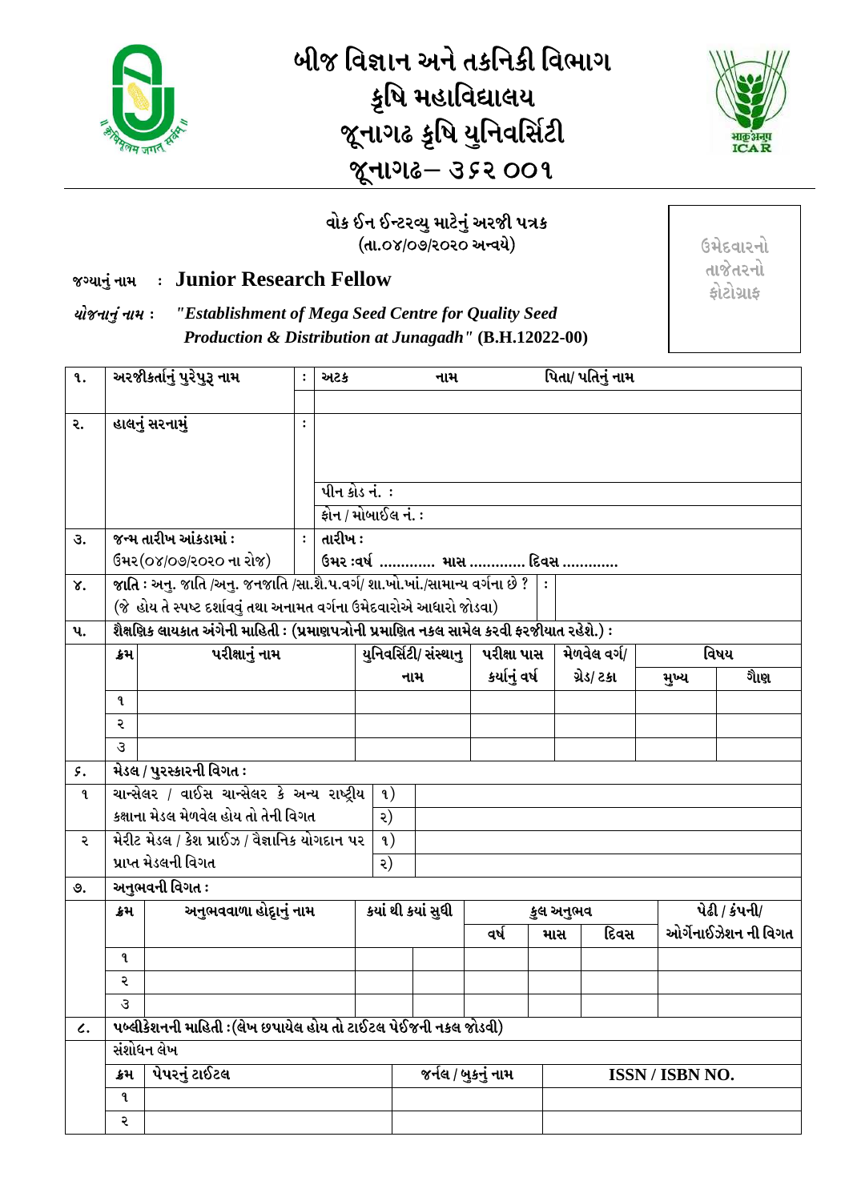# બીજ વિજ્ઞાન અને તકનિકી વિભાગ
## કૃષિ મહાવિદ્યાલય
## જૂનાગઢ કૃષિ યુનિવર્સિટી
## જૂનાગઢ– ૩૬૨ ૦૦૧

**વોક ઈન ઈન્ટરવ્યુ માટેનું અરજી પત્રક**
**(તા.૦૪/૦૭/૨૦૨૦ અન્વયે)**

ઉમેદવારનો તાજેતરનો ફોટોગ્રાફ

**જગ્યાનું નામ : Junior Research Fellow**

*યોજનાનું નામ :* ***"Establishment of Mega Seed Centre for Quality Seed Production & Distribution at Junagadh"*** **(B.H.12022-00)**

| ૧. | અરજીકર્તાનું પુરેપુરૂ નામ | : | અટક | નામ | પિતા/ પતિનું નામ |
|---|---|---|---|---|---|
| | | | | | |
| ૨. | હાલનું સરનામું | : | | | |
| | | | પીન કોડ નં. : | | |
| | | | ફોન / મોબાઈલ નં. : | | |
| ૩. | જન્મ તારીખ આંકડામાં : ઉમર(૦૪/૦૭/૨૦૨૦ ના રોજ) | : | તારીખ : ઉમર :વર્ષ ............ માસ ............ દિવસ ............ | | |
| ૪. | જાતિ : અનુ. જાતિ /અનુ. જનજાતિ /સા.શૈ.પ.વર્ગ/ શા.ખો.ખાં./સામાન્ય વર્ગના છે ? (જે હોય તે સ્પષ્ટ દર્શાવવું તથા અનામત વર્ગના ઉમેદવારોએ આધારો જોડવા) | : | | | |

**૫. શૈક્ષણિક લાયકાત અંગેની માહિતી : (પ્રમાણપત્રોની પ્રમાણિત નકલ સામેલ કરવી ફરજીયાત રહેશે.) :**

| ક્રમ | પરીક્ષાનું નામ | યુનિવર્સિટી/ સંસ્થાનુ નામ | પરીક્ષા પાસ કર્યાનું વર્ષ | મેળવેલ વર્ગ/ ગ્રેડ/ ટકા | વિષય | |
|---|---|---|---|---|---|---|
| | | | | | મુખ્ય | ગૌણ |
| ૧ | | | | | | |
| ૨ | | | | | | |
| ૩ | | | | | | |

**૬. મેડલ / પુરસ્કારની વિગત :**

| | | | |
|---|---|---|---|
| ૧ | ચાન્સેલર / વાઈસ ચાન્સેલર કે અન્ય રાષ્ટ્રીય કક્ષાના મેડલ મેળવેલ હોય તો તેની વિગત | ૧) | |
| | | ૨) | |
| ૨ | મેરીટ મેડલ / કેશ પ્રાઈઝ / વૈજ્ઞાનિક યોગદાન પર પ્રાપ્ત મેડલની વિગત | ૧) | |
| | | ૨) | |

**૭. અનુભવની વિગત :**

| ક્રમ | અનુભવવાળા હોદ્દાનું નામ | ક્યાં થી ક્યાં સુધી | | કુલ અનુભવ | | | પેઢી / કંપની/ ઓર્ગેનાઈઝેશન ની વિગત |
|---|---|---|---|---|---|---|---|
| | | | | વર્ષ | માસ | દિવસ | |
| ૧ | | | | | | | |
| ૨ | | | | | | | |
| ૩ | | | | | | | |

**૮. પબ્લીકેશનની માહિતી :(લેખ છપાયેલ હોય તો ટાઈટલ પેઈજની નકલ જોડવી)**

સંશોધન લેખ

| ક્રમ | પેપરનું ટાઈટલ | જર્નલ / બુકનું નામ | ISSN / ISBN NO. |
|---|---|---|---|
| ૧ | | | |
| ૨ | | | |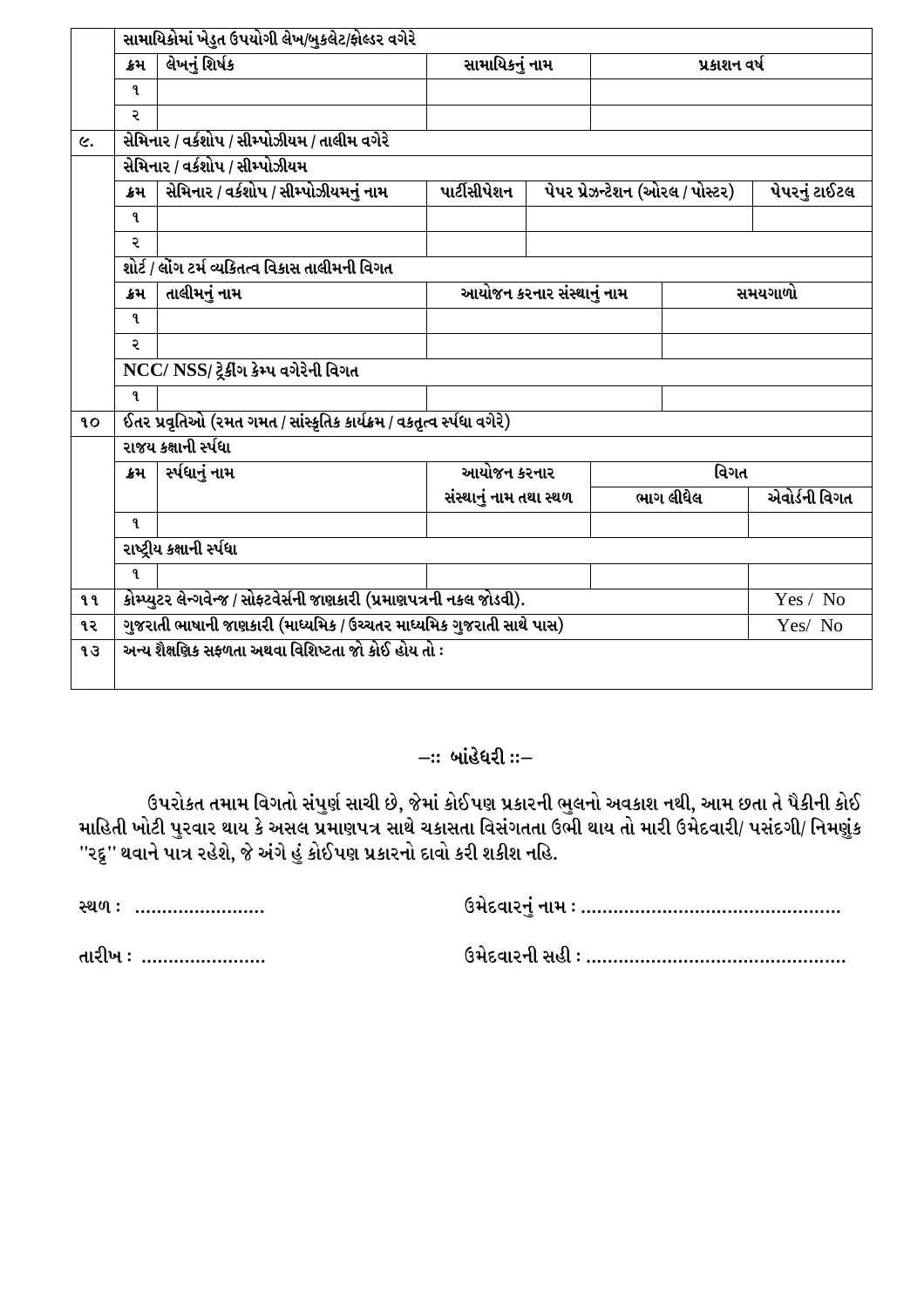| | | | | | | |
|---|---|---|---|---|---|---|
| | સામાયિકોમાં ખેડુત ઉપયોગી લેખ/બુકલેટ/ફોલ્ડર વગેરે | | | | | |
| | ક્રમ | લેખનું શિર્ષક | સામાયિકનું નામ | | પ્રકાશન વર્ષ | |
| | ૧ | | | | | |
| | ૨ | | | | | |
| ૯. | સેમિનાર / વર્કશોપ / સીમ્પોઝીયમ / તાલીમ વગેરે | | | | | |
| | સેમિનાર / વર્કશોપ / સીમ્પોઝીયમ | | | | | |
| | ક્રમ | સેમિનાર / વર્કશોપ / સીમ્પોઝીયમનું નામ | પાર્ટીસીપેશન | પેપર પ્રેઝન્ટેશન (ઓરલ / પોસ્ટર) | | પેપરનું ટાઈટલ |
| | ૧ | | | | | |
| | ૨ | | | | | |
| | શોર્ટ / લોંગ ટર્મ વ્યકિતત્વ વિકાસ તાલીમની વિગત | | | | | |
| | ક્રમ | તાલીમનું નામ | આયોજન કરનાર સંસ્થાનું નામ | | સમયગાળો | |
| | ૧ | | | | | |
| | ૨ | | | | | |
| | NCC/ NSS/ ટ્રેકીંગ કેમ્પ વગેરેની વિગત | | | | | |
| | ૧ | | | | | |
| ૧૦ | ઈતર પ્રવૃતિઓ (રમત ગમત / સાંસ્કૃતિક કાર્યક્રમ / વકતૃત્વ સ્પર્ધા વગેરે) | | | | | |
| | રાજય કક્ષાની સ્પર્ધા | | | | | |
| | ક્રમ | સ્પર્ધાનું નામ | આયોજન કરનાર સંસ્થાનું નામ તથા સ્થળ | વિગત | | |
| | | | | ભાગ લીધેલ | | એવોર્ડની વિગત |
| | ૧ | | | | | |
| | રાષ્ટ્રીય કક્ષાની સ્પર્ધા | | | | | |
| | ૧ | | | | | |
| ૧૧ | કોમ્પ્યુટર લેન્ગવેન્જ / સોફટવેર્સની જાણકારી (પ્રમાણપત્રની નકલ જોડવી). | | | | | Yes / No |
| ૧૨ | ગુજરાતી ભાષાની જાણકારી (માધ્યમિક / ઉચ્ચતર માધ્યમિક ગુજરાતી સાથે પાસ) | | | | | Yes/ No |
| ૧૩ | અન્ય શૈક્ષણિક સફળતા અથવા વિશિષ્ટતા જો કોઈ હોય તો : | | | | | |

**–:: બાંહેધરી ::–**

ઉપરોકત તમામ વિગતો સંપુર્ણ સાચી છે, જેમાં કોઈપણ પ્રકારની ભુલનો અવકાશ નથી, આમ છતા તે પૈકીની કોઈ માહિતી ખોટી પુરવાર થાય કે અસલ પ્રમાણપત્ર સાથે ચકાસતા વિસંગતતા ઉભી થાય તો મારી ઉમેદવારી/ પસંદગી/ નિમણુંક "રદ્દ" થવાને પાત્ર રહેશે, જે અંગે હું કોઈપણ પ્રકારનો દાવો કરી શકીશ નહિ.

સ્થળ : ......................                ઉમેદવારનું નામ : ..............................................

તારીખ : .....................                ઉમેદવારની સહી : ..............................................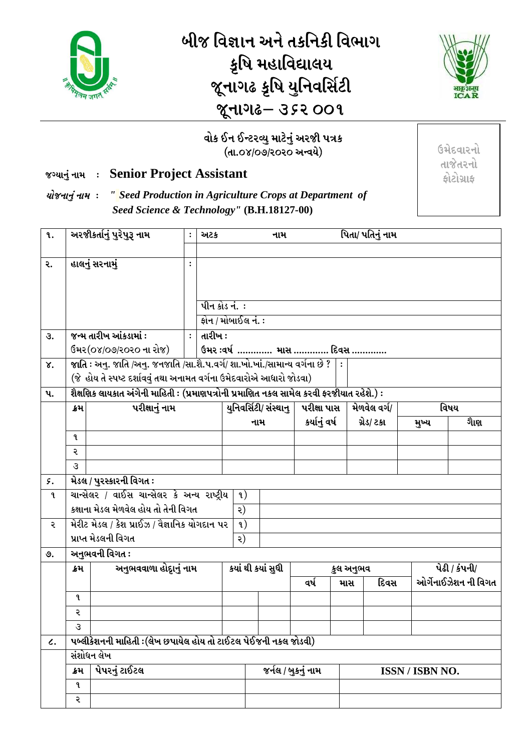# બીજ વિજ્ઞાન અને તકનિકી વિભાગ
## કૃષિ મહાવિદ્યાલય
## જૂનાગઢ કૃષિ યુનિવર્સિટી
## જૂનાગઢ– ૩૬૨ ૦૦૧

**વોક ઈન ઈન્ટરવ્યુ માટેનું અરજી પત્રક**
**(તા.૦૪/૦૭/૨૦૨૦ અન્વયે)**

ઉમેદવારનો તાજેતરનો ફોટોગ્રાફ

જગ્યાનું નામ : **Senior Project Assistant**

*યોજનાનું નામ :* ***" Seed Production in Agriculture Crops at Department of Seed Science & Technology"*** **(B.H.18127-00)**

| ૧. | અરજીકર્તાનું પુરેપુરૂ નામ | : | અટક | નામ | પિતા/ પતિનું નામ |
|---|---|---|---|---|---|
| | | | | | |

| ૨. | હાલનું સરનામું | : | |
|---|---|---|---|
| | | | પીન કોડ નં. : |
| | | | ફોન / મોબાઈલ નં. : |
| ૩. | જન્મ તારીખ આંકડામાં : ઉમર(૦૪/૦૭/૨૦૨૦ ના રોજ) | : | તારીખ : ઉમર :વર્ષ ............ માસ ............ દિવસ ............ |
| ૪. | જાતિ : અનુ. જાતિ /અનુ. જનજાતિ /સા.શૈ.પ.વર્ગ/ શા.ખો.ખાં./સામાન્ય વર્ગના છે ? (જે હોય તે સ્પષ્ટ દર્શાવવું તથા અનામત વર્ગના ઉમેદવારોએ આધારો જોડવા) | : | |

**૫.** શૈક્ષણિક લાયકાત અંગેની માહિતી : (પ્રમાણપત્રોની પ્રમાણિત નકલ સામેલ કરવી ફરજીયાત રહેશે.) :

| ક્રમ | પરીક્ષાનું નામ | યુનિવર્સિટી/ સંસ્થાનુ નામ | પરીક્ષા પાસ કર્યાનું વર્ષ | મેળવેલ વર્ગ/ ગ્રેડ/ ટકા | વિષય | |
|---|---|---|---|---|---|---|
| | | | | | મુખ્ય | ગૌણ |
| ૧ | | | | | | |
| ૨ | | | | | | |
| ૩ | | | | | | |

**૬.** મેડલ / પુરસ્કારની વિગત :

| ૧ | ચાન્સેલર / વાઈસ ચાન્સેલર કે અન્ય રાષ્ટ્રીય કક્ષાના મેડલ મેળવેલ હોય તો તેની વિગત | ૧) | |
|---|---|---|---|
| | | ૨) | |
| ૨ | મેરીટ મેડલ / કેશ પ્રાઈઝ / વૈજ્ઞાનિક યોગદાન પર પ્રાપ્ત મેડલની વિગત | ૧) | |
| | | ૨) | |

**૭.** અનુભવની વિગત :

| ક્રમ | અનુભવવાળા હોદ્દાનું નામ | કયાં થી કયાં સુધી | | કુલ અનુભવ | | | પેઢી / કંપની/ ઓર્ગેનાઈઝેશન ની વિગત |
|---|---|---|---|---|---|---|---|
| | | | | વર્ષ | માસ | દિવસ | |
| ૧ | | | | | | | |
| ૨ | | | | | | | |
| ૩ | | | | | | | |

**૮.** પબ્લીકેશનની માહિતી :(લેખ છપાયેલ હોય તો ટાઈટલ પેઈજની નકલ જોડવી)

સંશોધન લેખ

| ક્રમ | પેપરનું ટાઈટલ | જર્નલ / બુકનું નામ | ISSN / ISBN NO. |
|---|---|---|---|
| ૧ | | | |
| ૨ | | | |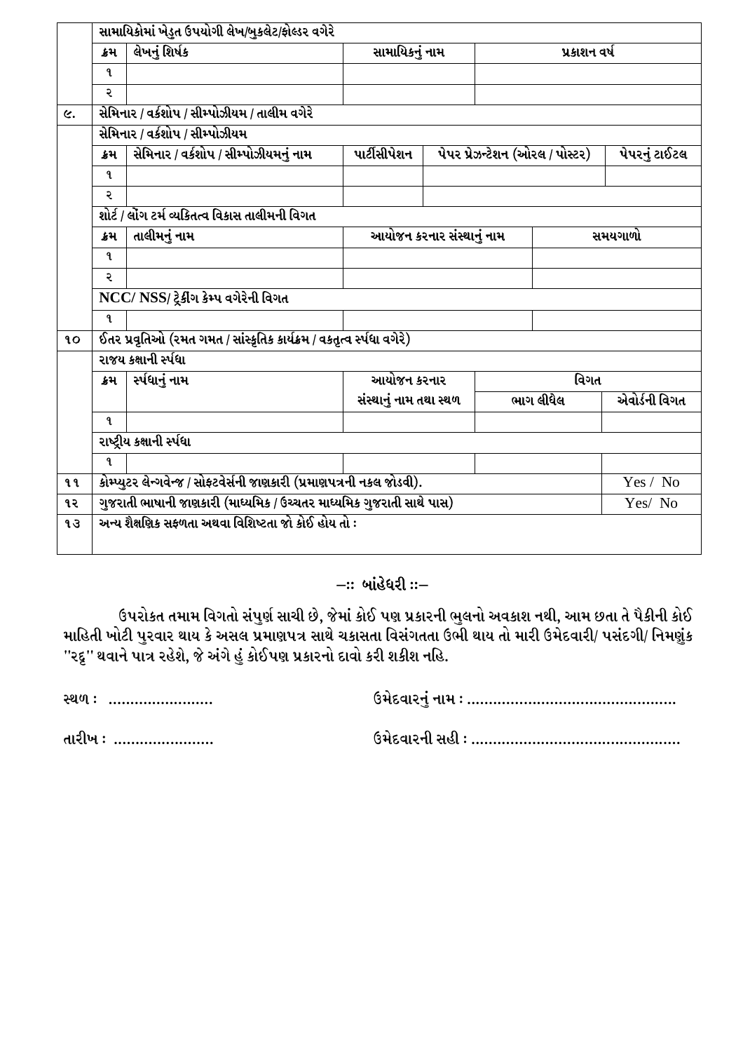| | સામાયિકોમાં ખેડુત ઉપયોગી લેખ/બુકલેટ/ફોલ્ડર વગેરે | | | | |
|---|---|---|---|---|---|
| | ક્રમ | લેખનું શિર્ષક | સામાયિકનું નામ | પ્રકાશન વર્ષ | |
| | ૧ | | | | |
| | ૨ | | | | |

| | | | | | |
|---|---|---|---|---|---|
| ૯. | સેમિનાર / વર્કશોપ / સીમ્પોઝીયમ / તાલીમ વગેરે | | | | |
| | સેમિનાર / વર્કશોપ / સીમ્પોઝીયમ | | | | |
| | ક્રમ | સેમિનાર / વર્કશોપ / સીમ્પોઝીયમનું નામ | પાર્ટીસીપેશન | પેપર પ્રેઝન્ટેશન (ઓરલ / પોસ્ટર) | પેપરનું ટાઈટલ |
| | ૧ | | | | |
| | ૨ | | | | |
| | શોર્ટ / લોંગ ટર્મ વ્યકિતત્વ વિકાસ તાલીમની વિગત | | | | |
| | ક્રમ | તાલીમનું નામ | આયોજન કરનાર સંસ્થાનું નામ | સમયગાળો | |
| | ૧ | | | | |
| | ૨ | | | | |
| | NCC/ NSS/ ટ્રેકીંગ કેમ્પ વગેરેની વિગત | | | | |
| | ૧ | | | | |

| | | | | | |
|---|---|---|---|---|---|
| ૧૦ | ઈતર પ્રવૃતિઓ (રમત ગમત / સાંસ્કૃતિક કાર્યક્રમ / વકતૃત્વ સ્પર્ધા વગેરે) | | | | |
| | રાજય કક્ષાની સ્પર્ધા | | | | |
| | ક્રમ | સ્પર્ધાનું નામ | આયોજન કરનાર સંસ્થાનું નામ તથા સ્થળ | વિગત | |
| | | | | ભાગ લીધેલ | એવોર્ડની વિગત |
| | ૧ | | | | |
| | રાષ્ટ્રીય કક્ષાની સ્પર્ધા | | | | |
| | ૧ | | | | |
| ૧૧ | કોમ્પ્યુટર લેન્ગવેન્જ / સોફટવેર્સની જાણકારી (પ્રમાણપત્રની નકલ જોડવી). | | | | Yes / No |
| ૧૨ | ગુજરાતી ભાષાની જાણકારી (માધ્યમિક / ઉચ્ચતર માધ્યમિક ગુજરાતી સાથે પાસ) | | | | Yes/ No |
| ૧૩ | અન્ય શૈક્ષણિક સફળતા અથવા વિશિષ્ટતા જો કોઈ હોય તો : | | | | |

## –:: બાંહેધરી ::–

ઉપરોકત તમામ વિગતો સંપુર્ણ સાચી છે, જેમાં કોઈ પણ પ્રકારની ભુલનો અવકાશ નથી, આમ છતા તે પૈકીની કોઈ માહિતી ખોટી પુરવાર થાય કે અસલ પ્રમાણપત્ર સાથે ચકાસતા વિસંગતતા ઉભી થાય તો મારી ઉમેદવારી/ પસંદગી/ નિમણુંક "રદ્દ" થવાને પાત્ર રહેશે, જે અંગે હું કોઈપણ પ્રકારનો દાવો કરી શકીશ નહિ.

સ્થળ : ......................　　　　ઉમેદવારનું નામ : ..............................................

તારીખ : .....................　　　　ઉમેદવારની સહી : ..............................................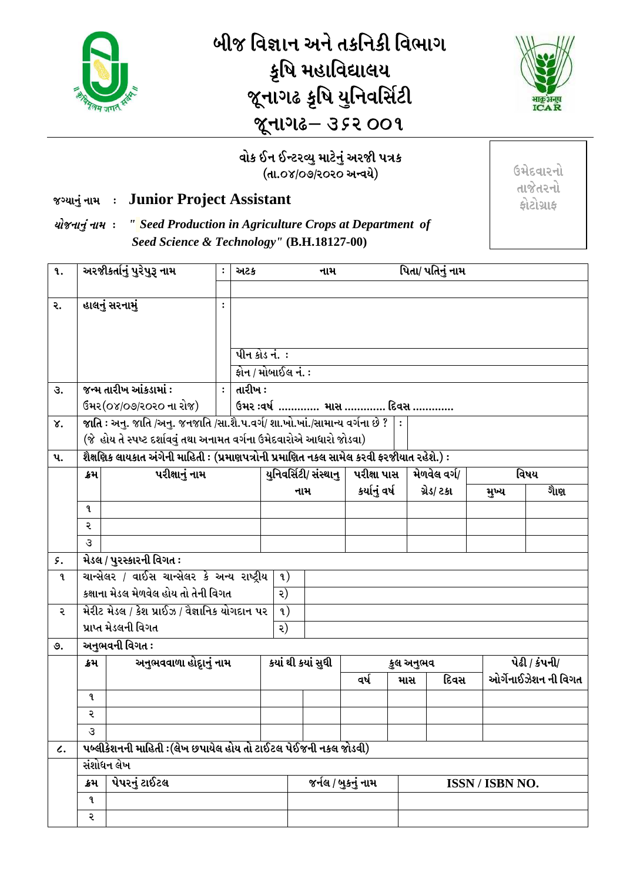# બીજ વિજ્ઞાન અને તકનિકી વિભાગ
## કૃષિ મહાવિદ્યાલય
## જૂનાગઢ કૃષિ યુનિવર્સિટી
## જૂનાગઢ– ૩૬૨ ૦૦૧

### વોક ઈન ઈન્ટરવ્યુ માટેનું અરજી પત્રક
(તા.૦૪/૦૭/૨૦૨૦ અન્વયે)

ઉમેદવારનો તાજેતરનો ફોટોગ્રાફ

**જગ્યાનું નામ : Junior Project Assistant**

*યોજનાનું નામ :* ***" Seed Production in Agriculture Crops at Department of Seed Science & Technology"*** **(B.H.18127-00)**

| ૧. | અરજીકર્તાનું પુરેપુરૂ નામ | : | અટક નામ પિતા/ પતિનું નામ |
|---|---|---|---|
| | | | |
| ૨. | હાલનું સરનામું | : | |
| | | | પીન કોડ નં. : |
| | | | ફોન / મોબાઈલ નં. : |
| ૩. | જન્મ તારીખ આંકડામાં : ઉંમર(૦૪/૦૭/૨૦૨૦ ના રોજ) | : | તારીખ : ઉંમર :વર્ષ ............. માસ ............. દિવસ ............. |
| ૪. | જાતિ : અનુ. જાતિ /અનુ. જનજાતિ /સા.શૈ.પ.વર્ગ/ શા.ખો.ખાં./સામાન્ય વર્ગના છે ? (જે હોય તે સ્પષ્ટ દર્શાવવું તથા અનામત વર્ગના ઉમેદવારોએ આધારો જોડવા) | : | |

**૫. શૈક્ષણિક લાયકાત અંગેની માહિતી : (પ્રમાણપત્રોની પ્રમાણિત નકલ સામેલ કરવી ફરજીયાત રહેશે.) :**

| ક્રમ | પરીક્ષાનું નામ | યુનિવર્સિટી/ સંસ્થાનુ નામ | પરીક્ષા પાસ કર્યાનું વર્ષ | મેળવેલ વર્ગ/ ગ્રેડ/ ટકા | વિષય | |
|---|---|---|---|---|---|---|
| | | | | | મુખ્ય | ગૌણ |
| ૧ | | | | | | |
| ૨ | | | | | | |
| ૩ | | | | | | |

**૬. મેડલ / પુરસ્કારની વિગત :**

| | | | |
|---|---|---|---|
| ૧ | ચાન્સેલર / વાઈસ ચાન્સેલર કે અન્ય રાષ્ટ્રીય કક્ષાના મેડલ મેળવેલ હોય તો તેની વિગત | ૧) | |
| | | ૨) | |
| ૨ | મેરીટ મેડલ / કેશ પ્રાઈઝ / વૈજ્ઞાનિક યોગદાન પર પ્રાપ્ત મેડલની વિગત | ૧) | |
| | | ૨) | |

**૭. અનુભવની વિગત :**

| ક્રમ | અનુભવવાળા હોદ્દાનું નામ | કયાં થી કયાં સુધી | | કુલ અનુભવ | | | પેઢી / કંપની/ ઓર્ગેનાઈઝેશન ની વિગત |
|---|---|---|---|---|---|---|---|
| | | | | વર્ષ | માસ | દિવસ | |
| ૧ | | | | | | | |
| ૨ | | | | | | | |
| ૩ | | | | | | | |

**૮. પબ્લીકેશનની માહિતી :(લેખ છપાયેલ હોય તો ટાઈટલ પેઈજની નકલ જોડવી)**

સંશોધન લેખ

| ક્રમ | પેપરનું ટાઈટલ | જર્નલ / બુકનું નામ | ISSN / ISBN NO. |
|---|---|---|---|
| ૧ | | | |
| ૨ | | | |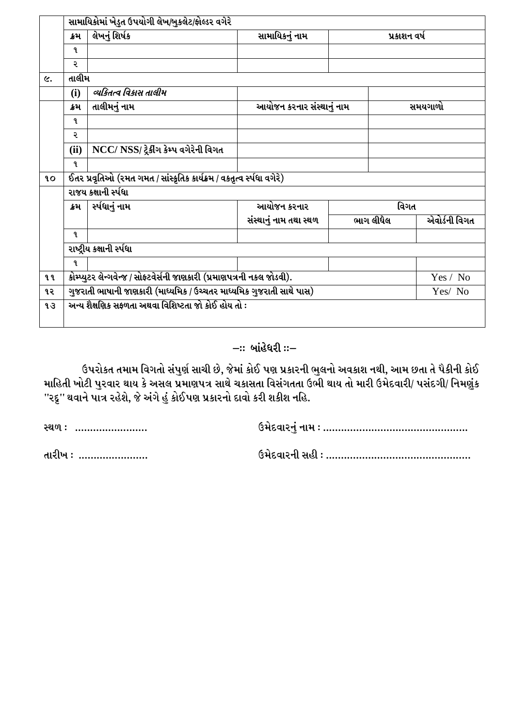| | | | | | |
|---|---|---|---|---|---|
| | સામાયિકોમાં ખેડુત ઉપયોગી લેખ/બુકલેટ/ફોલ્ડર વગેરે | | | | |
| | ક્રમ | લેખનું શિર્ષક | સામાયિકનું નામ | પ્રકાશન વર્ષ | |
| | ૧ | | | | |
| | ૨ | | | | |
| ૯. | તાલીમ | | | | |
| | (i) | *વ્યક્તિત્વ વિકાસ તાલીમ* | | | |
| | ક્રમ | તાલીમનું નામ | આયોજન કરનાર સંસ્થાનું નામ | સમયગાળો | |
| | ૧ | | | | |
| | ૨ | | | | |
| | (ii) | NCC/ NSS/ ટ્રેકીંગ કેમ્પ વગેરેની વિગત | | | |
| | ૧ | | | | |
| ૧૦ | ઈતર પ્રવૃતિઓ (રમત ગમત / સાંસ્કૃતિક કાર્યક્રમ / વકતૃત્વ સ્પર્ધા વગેરે) | | | | |
| | રાજય કક્ષાની સ્પર્ધા | | | | |
| | ક્રમ | સ્પર્ધાનું નામ | આયોજન કરનાર સંસ્થાનું નામ તથા સ્થળ | વિગત | |
| | | | | ભાગ લીધેલ | એવોર્ડની વિગત |
| | ૧ | | | | |
| | રાષ્ટ્રીય કક્ષાની સ્પર્ધા | | | | |
| | ૧ | | | | |
| ૧૧ | કોમ્પ્યુટર લેન્ગવેન્જ / સોફ્ટવેર્સની જાણકારી (પ્રમાણપત્રની નકલ જોડવી). | | | | Yes / No |
| ૧૨ | ગુજરાતી ભાષાની જાણકારી (માધ્યમિક / ઉચ્ચતર માધ્યમિક ગુજરાતી સાથે પાસ) | | | | Yes/ No |
| ૧૩ | અન્ય શૈક્ષણિક સફળતા અથવા વિશિષ્ટતા જો કોઈ હોય તો : | | | | |

**–:: બાંહેધરી ::–**

ઉપરોકત તમામ વિગતો સંપુર્ણ સાચી છે, જેમાં કોઈ પણ પ્રકારની ભુલનો અવકાશ નથી, આમ છતા તે પૈકીની કોઈ માહિતી ખોટી પુરવાર થાય કે અસલ પ્રમાણપત્ર સાથે ચકાસતા વિસંગતતા ઉભી થાય તો મારી ઉમેદવારી/ પસંદગી/ નિમણુંક ''રદ્દ'' થવાને પાત્ર રહેશે, જે અંગે હું કોઈપણ પ્રકારનો દાવો કરી શકીશ નહિ.

સ્થળ : ...................... ઉમેદવારનું નામ : ..............................................

તારીખ : ..................... ઉમેદવારની સહી : ..............................................